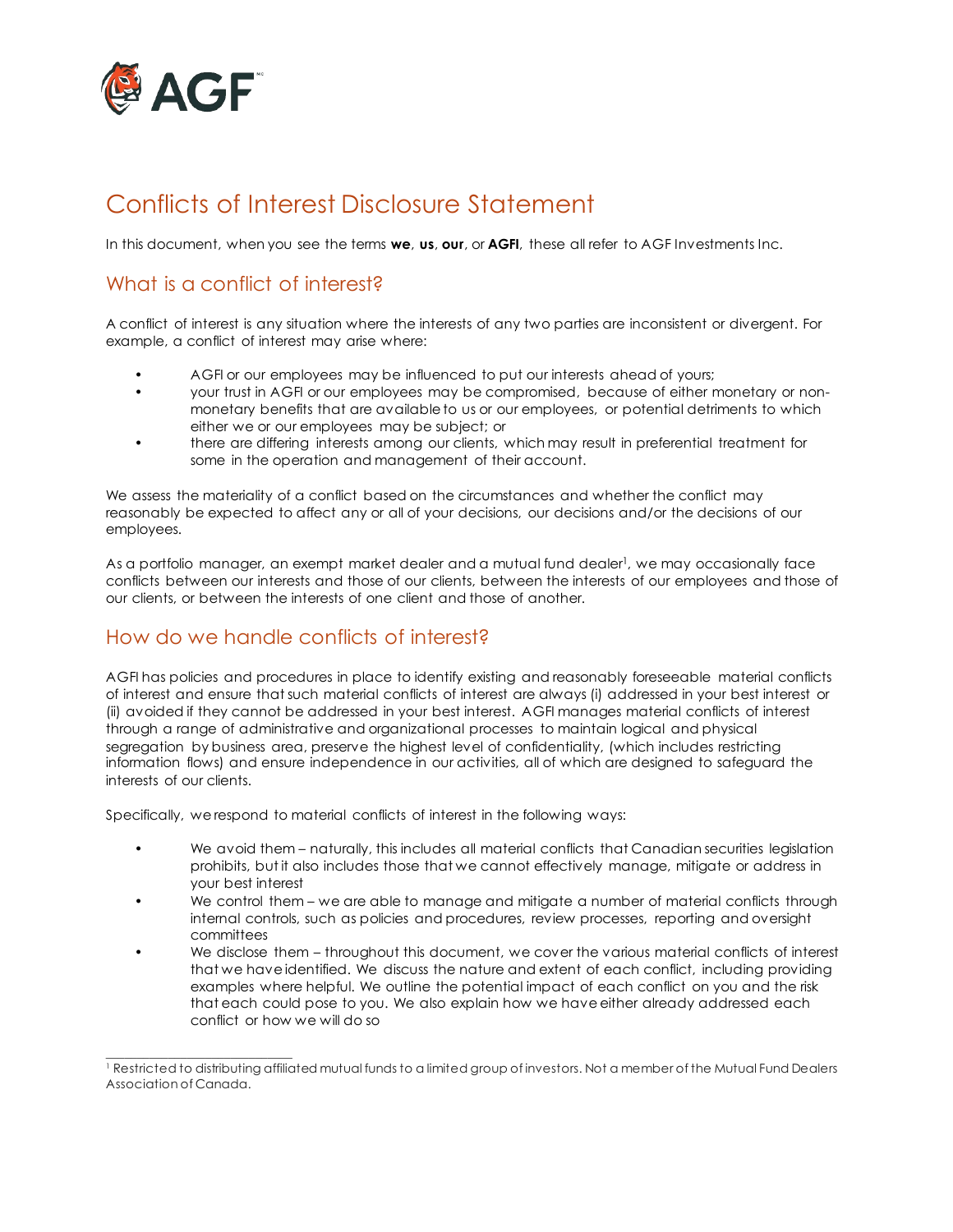# Conflicts of Interest Disclosure Statement

In this document, when you see the terms **we**, **us**, **our**, or **AGFI**, these all refer to AGF Investments Inc.

## What is a conflict of interest?

A conflict of interest is any situation where the interests of any two parties are inconsistent or divergent. For example, a conflict of interest may arise where:

- AGFI or our employees may be influenced to put our interests ahead of yours;
- your trust in AGFI or our employees may be compromised, because of either monetary or non-monetary benefits that are available to us or our employees, or potential detriments to which either we or our employees may be subject; or
- there are differing interests among our clients, which may result in preferential treatment for some in the operation and management of their account.

We assess the materiality of a conflict based on the circumstances and whether the conflict may reasonably be expected to affect any or all of your decisions, our decisions and/or the decisions of our employees.

As a portfolio manager, an exempt market dealer and a mutual fund dealer[1], we may occasionally face conflicts between our interests and those of our clients, between the interests of our employees and those of our clients, or between the interests of one client and those of another.

## How do we handle conflicts of interest?

AGFI has policies and procedures in place to identify existing and reasonably foreseeable material conflicts of interest and ensure that such material conflicts of interest are always (i) addressed in your best interest or (ii) avoided if they cannot be addressed in your best interest. AGFI manages material conflicts of interest through a range of administrative and organizational processes to maintain logical and physical segregation by business area, preserve the highest level of confidentiality, (which includes restricting information flows) and ensure independence in our activities, all of which are designed to safeguard the interests of our clients.

Specifically, we respond to material conflicts of interest in the following ways:

- We avoid them – naturally, this includes all material conflicts that Canadian securities legislation prohibits, but it also includes those that we cannot effectively manage, mitigate or address in your best interest
- We control them – we are able to manage and mitigate a number of material conflicts through internal controls, such as policies and procedures, review processes, reporting and oversight committees
- We disclose them – throughout this document, we cover the various material conflicts of interest that we have identified. We discuss the nature and extent of each conflict, including providing examples where helpful. We outline the potential impact of each conflict on you and the risk that each could pose to you. We also explain how we have either already addressed each conflict or how we will do so

[1] Restricted to distributing affiliated mutual funds to a limited group of investors. Not a member of the Mutual Fund Dealers Association of Canada.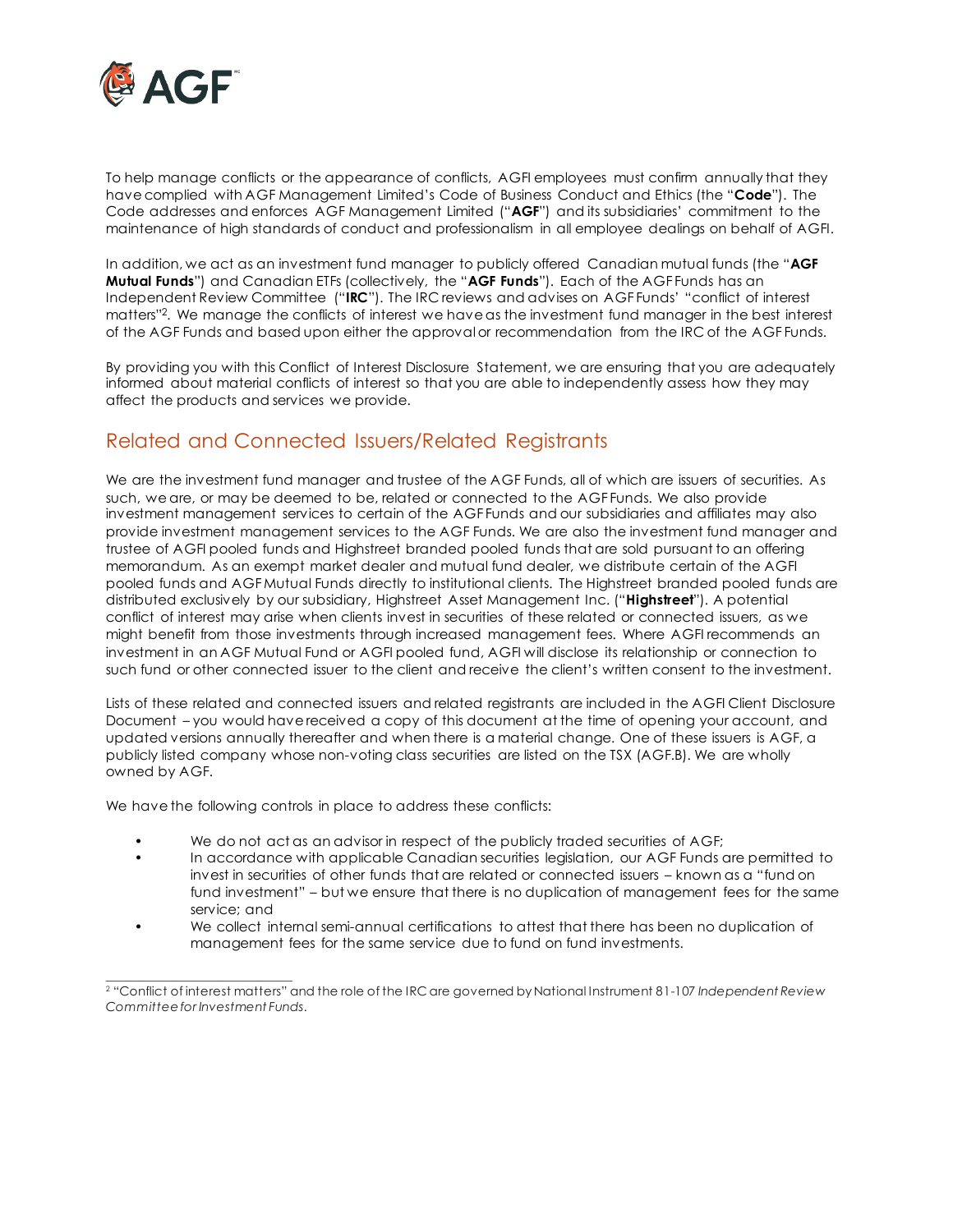To help manage conflicts or the appearance of conflicts, AGFI employees must confirm annually that they have complied with AGF Management Limited's Code of Business Conduct and Ethics (the "**Code**"). The Code addresses and enforces AGF Management Limited ("**AGF**") and its subsidiaries' commitment to the maintenance of high standards of conduct and professionalism in all employee dealings on behalf of AGFI.

In addition, we act as an investment fund manager to publicly offered Canadian mutual funds (the "**AGF Mutual Funds**") and Canadian ETFs (collectively, the "**AGF Funds**"). Each of the AGF Funds has an Independent Review Committee ("**IRC**"). The IRC reviews and advises on AGF Funds' "conflict of interest matters"[2]. We manage the conflicts of interest we have as the investment fund manager in the best interest of the AGF Funds and based upon either the approval or recommendation from the IRC of the AGF Funds.

By providing you with this Conflict of Interest Disclosure Statement, we are ensuring that you are adequately informed about material conflicts of interest so that you are able to independently assess how they may affect the products and services we provide.

## Related and Connected Issuers/Related Registrants

We are the investment fund manager and trustee of the AGF Funds, all of which are issuers of securities. As such, we are, or may be deemed to be, related or connected to the AGF Funds. We also provide investment management services to certain of the AGF Funds and our subsidiaries and affiliates may also provide investment management services to the AGF Funds. We are also the investment fund manager and trustee of AGFI pooled funds and Highstreet branded pooled funds that are sold pursuant to an offering memorandum. As an exempt market dealer and mutual fund dealer, we distribute certain of the AGFI pooled funds and AGF Mutual Funds directly to institutional clients. The Highstreet branded pooled funds are distributed exclusively by our subsidiary, Highstreet Asset Management Inc. ("**Highstreet**"). A potential conflict of interest may arise when clients invest in securities of these related or connected issuers, as we might benefit from those investments through increased management fees. Where AGFI recommends an investment in an AGF Mutual Fund or AGFI pooled fund, AGFI will disclose its relationship or connection to such fund or other connected issuer to the client and receive the client's written consent to the investment.

Lists of these related and connected issuers and related registrants are included in the AGFI Client Disclosure Document – you would have received a copy of this document at the time of opening your account, and updated versions annually thereafter and when there is a material change. One of these issuers is AGF, a publicly listed company whose non-voting class securities are listed on the TSX (AGF.B). We are wholly owned by AGF.

We have the following controls in place to address these conflicts:

- We do not act as an advisor in respect of the publicly traded securities of AGF;
- In accordance with applicable Canadian securities legislation, our AGF Funds are permitted to invest in securities of other funds that are related or connected issuers – known as a "fund on fund investment" – but we ensure that there is no duplication of management fees for the same service; and
- We collect internal semi-annual certifications to attest that there has been no duplication of management fees for the same service due to fund on fund investments.

---

[2] "Conflict of interest matters" and the role of the IRC are governed by National Instrument 81-107 *Independent Review Committee for Investment Funds*.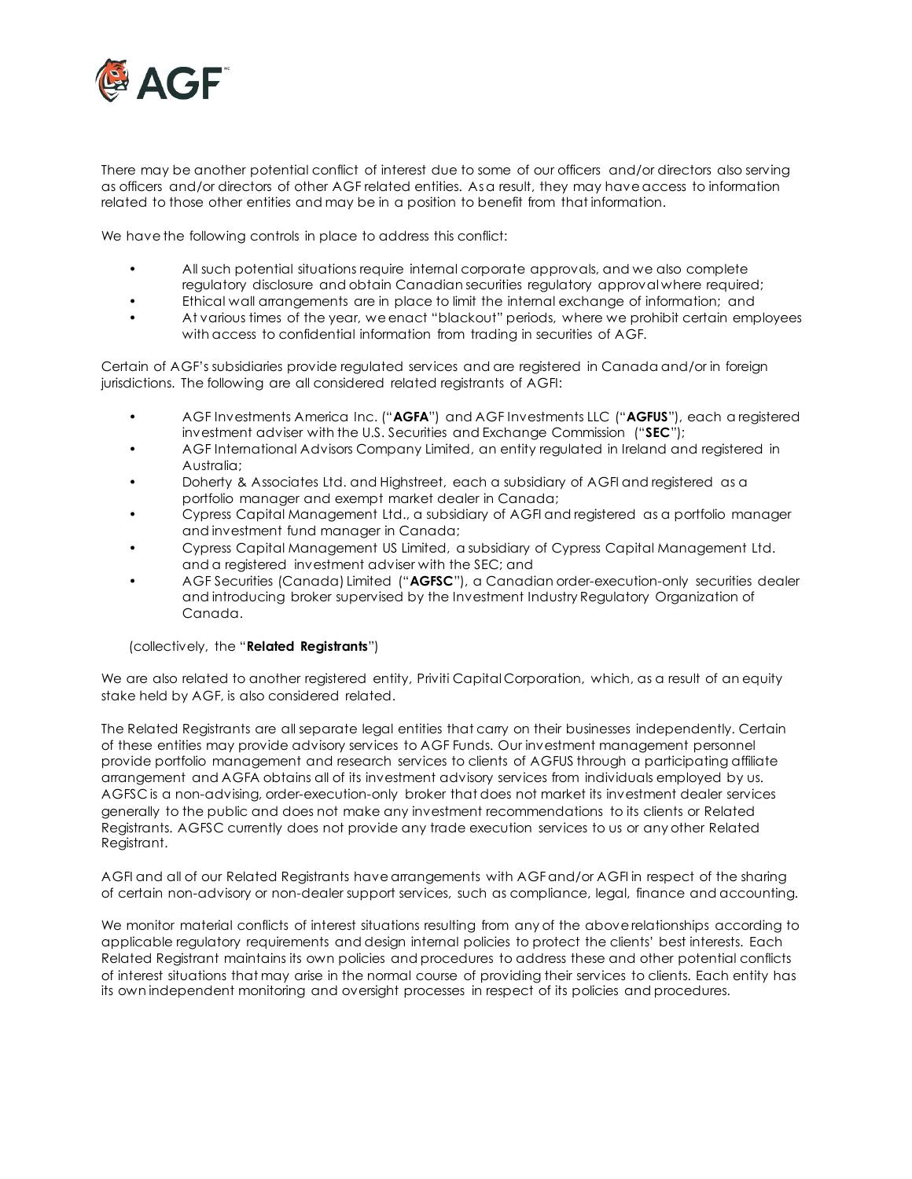There may be another potential conflict of interest due to some of our officers and/or directors also serving as officers and/or directors of other AGF related entities. As a result, they may have access to information related to those other entities and may be in a position to benefit from that information.

We have the following controls in place to address this conflict:

- All such potential situations require internal corporate approvals, and we also complete regulatory disclosure and obtain Canadian securities regulatory approval where required;
- Ethical wall arrangements are in place to limit the internal exchange of information; and
- At various times of the year, we enact "blackout" periods, where we prohibit certain employees with access to confidential information from trading in securities of AGF.

Certain of AGF's subsidiaries provide regulated services and are registered in Canada and/or in foreign jurisdictions. The following are all considered related registrants of AGFI:

- AGF Investments America Inc. ("**AGFA**") and AGF Investments LLC ("**AGFUS**"), each a registered investment adviser with the U.S. Securities and Exchange Commission ("**SEC**");
- AGF International Advisors Company Limited, an entity regulated in Ireland and registered in Australia;
- Doherty & Associates Ltd. and Highstreet, each a subsidiary of AGFI and registered as a portfolio manager and exempt market dealer in Canada;
- Cypress Capital Management Ltd., a subsidiary of AGFI and registered as a portfolio manager and investment fund manager in Canada;
- Cypress Capital Management US Limited, a subsidiary of Cypress Capital Management Ltd. and a registered investment adviser with the SEC; and
- AGF Securities (Canada) Limited ("**AGFSC**"), a Canadian order-execution-only securities dealer and introducing broker supervised by the Investment Industry Regulatory Organization of Canada.

(collectively, the "**Related Registrants**")

We are also related to another registered entity, Priviti Capital Corporation, which, as a result of an equity stake held by AGF, is also considered related.

The Related Registrants are all separate legal entities that carry on their businesses independently. Certain of these entities may provide advisory services to AGF Funds. Our investment management personnel provide portfolio management and research services to clients of AGFUS through a participating affiliate arrangement and AGFA obtains all of its investment advisory services from individuals employed by us. AGFSC is a non-advising, order-execution-only broker that does not market its investment dealer services generally to the public and does not make any investment recommendations to its clients or Related Registrants. AGFSC currently does not provide any trade execution services to us or any other Related Registrant.

AGFI and all of our Related Registrants have arrangements with AGF and/or AGFI in respect of the sharing of certain non-advisory or non-dealer support services, such as compliance, legal, finance and accounting.

We monitor material conflicts of interest situations resulting from any of the above relationships according to applicable regulatory requirements and design internal policies to protect the clients' best interests. Each Related Registrant maintains its own policies and procedures to address these and other potential conflicts of interest situations that may arise in the normal course of providing their services to clients. Each entity has its own independent monitoring and oversight processes in respect of its policies and procedures.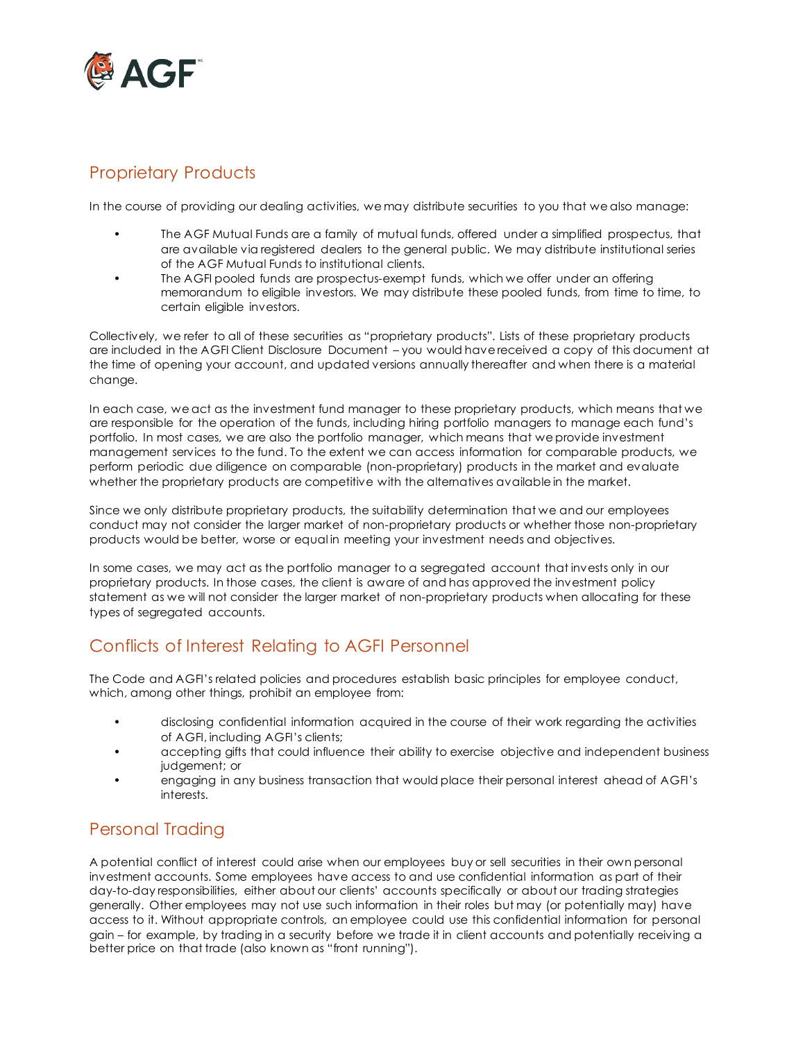## Proprietary Products

In the course of providing our dealing activities, we may distribute securities to you that we also manage:

- The AGF Mutual Funds are a family of mutual funds, offered under a simplified prospectus, that are available via registered dealers to the general public. We may distribute institutional series of the AGF Mutual Funds to institutional clients.
- The AGFI pooled funds are prospectus-exempt funds, which we offer under an offering memorandum to eligible investors. We may distribute these pooled funds, from time to time, to certain eligible investors.

Collectively, we refer to all of these securities as "proprietary products". Lists of these proprietary products are included in the AGFI Client Disclosure Document – you would have received a copy of this document at the time of opening your account, and updated versions annually thereafter and when there is a material change.

In each case, we act as the investment fund manager to these proprietary products, which means that we are responsible for the operation of the funds, including hiring portfolio managers to manage each fund's portfolio. In most cases, we are also the portfolio manager, which means that we provide investment management services to the fund. To the extent we can access information for comparable products, we perform periodic due diligence on comparable (non-proprietary) products in the market and evaluate whether the proprietary products are competitive with the alternatives available in the market.

Since we only distribute proprietary products, the suitability determination that we and our employees conduct may not consider the larger market of non-proprietary products or whether those non-proprietary products would be better, worse or equal in meeting your investment needs and objectives.

In some cases, we may act as the portfolio manager to a segregated account that invests only in our proprietary products. In those cases, the client is aware of and has approved the investment policy statement as we will not consider the larger market of non-proprietary products when allocating for these types of segregated accounts.

## Conflicts of Interest Relating to AGFI Personnel

The Code and AGFI's related policies and procedures establish basic principles for employee conduct, which, among other things, prohibit an employee from:

- disclosing confidential information acquired in the course of their work regarding the activities of AGFI, including AGFI's clients;
- accepting gifts that could influence their ability to exercise objective and independent business judgement; or
- engaging in any business transaction that would place their personal interest ahead of AGFI's interests.

## Personal Trading

A potential conflict of interest could arise when our employees buy or sell securities in their own personal investment accounts. Some employees have access to and use confidential information as part of their day-to-day responsibilities, either about our clients' accounts specifically or about our trading strategies generally. Other employees may not use such information in their roles but may (or potentially may) have access to it. Without appropriate controls, an employee could use this confidential information for personal gain – for example, by trading in a security before we trade it in client accounts and potentially receiving a better price on that trade (also known as "front running").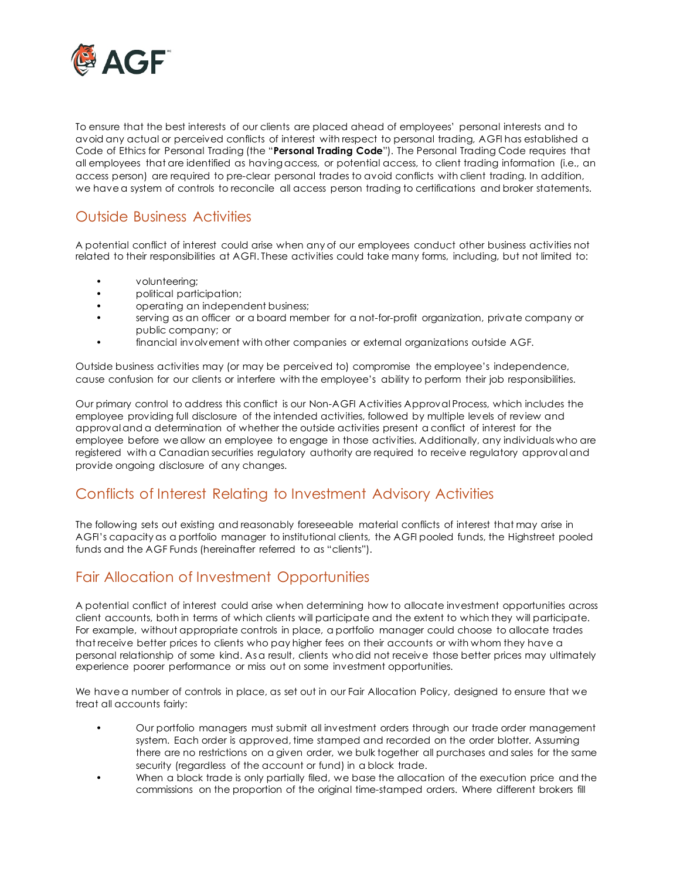To ensure that the best interests of our clients are placed ahead of employees' personal interests and to avoid any actual or perceived conflicts of interest with respect to personal trading, AGFI has established a Code of Ethics for Personal Trading (the "**Personal Trading Code**"). The Personal Trading Code requires that all employees that are identified as having access, or potential access, to client trading information (i.e., an access person) are required to pre-clear personal trades to avoid conflicts with client trading. In addition, we have a system of controls to reconcile all access person trading to certifications and broker statements.

## Outside Business Activities

A potential conflict of interest could arise when any of our employees conduct other business activities not related to their responsibilities at AGFI. These activities could take many forms, including, but not limited to:

- volunteering;
- political participation;
- operating an independent business;
- serving as an officer or a board member for a not-for-profit organization, private company or public company; or
- financial involvement with other companies or external organizations outside AGF.

Outside business activities may (or may be perceived to) compromise the employee's independence, cause confusion for our clients or interfere with the employee's ability to perform their job responsibilities.

Our primary control to address this conflict is our Non-AGFI Activities Approval Process, which includes the employee providing full disclosure of the intended activities, followed by multiple levels of review and approval and a determination of whether the outside activities present a conflict of interest for the employee before we allow an employee to engage in those activities. Additionally, any individuals who are registered with a Canadian securities regulatory authority are required to receive regulatory approval and provide ongoing disclosure of any changes.

## Conflicts of Interest Relating to Investment Advisory Activities

The following sets out existing and reasonably foreseeable material conflicts of interest that may arise in AGFI's capacity as a portfolio manager to institutional clients, the AGFI pooled funds, the Highstreet pooled funds and the AGF Funds (hereinafter referred to as "clients").

## Fair Allocation of Investment Opportunities

A potential conflict of interest could arise when determining how to allocate investment opportunities across client accounts, both in terms of which clients will participate and the extent to which they will participate. For example, without appropriate controls in place, a portfolio manager could choose to allocate trades that receive better prices to clients who pay higher fees on their accounts or with whom they have a personal relationship of some kind. As a result, clients who did not receive those better prices may ultimately experience poorer performance or miss out on some investment opportunities.

We have a number of controls in place, as set out in our Fair Allocation Policy, designed to ensure that we treat all accounts fairly:

- Our portfolio managers must submit all investment orders through our trade order management system. Each order is approved, time stamped and recorded on the order blotter. Assuming there are no restrictions on a given order, we bulk together all purchases and sales for the same security (regardless of the account or fund) in a block trade.
- When a block trade is only partially filed, we base the allocation of the execution price and the commissions on the proportion of the original time-stamped orders. Where different brokers fill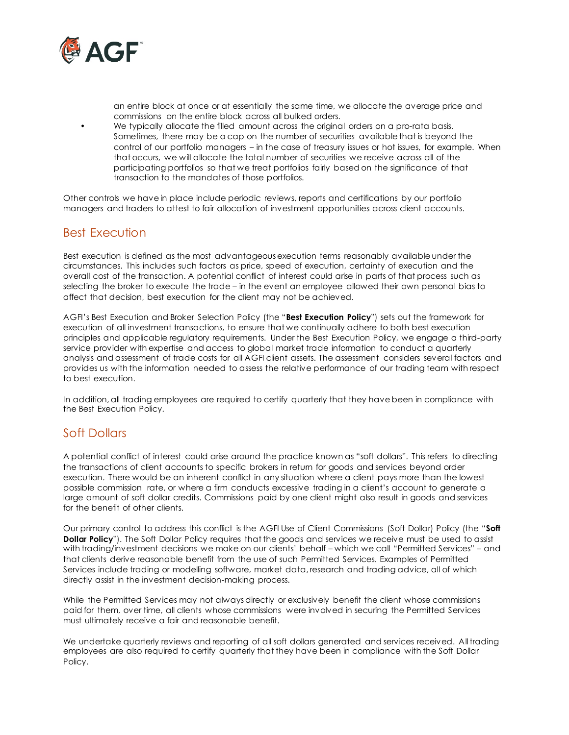an entire block at once or at essentially the same time, we allocate the average price and commissions on the entire block across all bulked orders.

- We typically allocate the filled amount across the original orders on a pro-rata basis. Sometimes, there may be a cap on the number of securities available that is beyond the control of our portfolio managers – in the case of treasury issues or hot issues, for example. When that occurs, we will allocate the total number of securities we receive across all of the participating portfolios so that we treat portfolios fairly based on the significance of that transaction to the mandates of those portfolios.

Other controls we have in place include periodic reviews, reports and certifications by our portfolio managers and traders to attest to fair allocation of investment opportunities across client accounts.

## Best Execution

Best execution is defined as the most advantageous execution terms reasonably available under the circumstances. This includes such factors as price, speed of execution, certainty of execution and the overall cost of the transaction. A potential conflict of interest could arise in parts of that process such as selecting the broker to execute the trade – in the event an employee allowed their own personal bias to affect that decision, best execution for the client may not be achieved.

AGFI's Best Execution and Broker Selection Policy (the "**Best Execution Policy**") sets out the framework for execution of all investment transactions, to ensure that we continually adhere to both best execution principles and applicable regulatory requirements. Under the Best Execution Policy, we engage a third-party service provider with expertise and access to global market trade information to conduct a quarterly analysis and assessment of trade costs for all AGFI client assets. The assessment considers several factors and provides us with the information needed to assess the relative performance of our trading team with respect to best execution.

In addition, all trading employees are required to certify quarterly that they have been in compliance with the Best Execution Policy.

## Soft Dollars

A potential conflict of interest could arise around the practice known as "soft dollars". This refers to directing the transactions of client accounts to specific brokers in return for goods and services beyond order execution. There would be an inherent conflict in any situation where a client pays more than the lowest possible commission rate, or where a firm conducts excessive trading in a client's account to generate a large amount of soft dollar credits. Commissions paid by one client might also result in goods and services for the benefit of other clients.

Our primary control to address this conflict is the AGFI Use of Client Commissions (Soft Dollar) Policy (the "**Soft Dollar Policy**"). The Soft Dollar Policy requires that the goods and services we receive must be used to assist with trading/investment decisions we make on our clients' behalf – which we call "Permitted Services" – and that clients derive reasonable benefit from the use of such Permitted Services. Examples of Permitted Services include trading or modelling software, market data, research and trading advice, all of which directly assist in the investment decision-making process.

While the Permitted Services may not always directly or exclusively benefit the client whose commissions paid for them, over time, all clients whose commissions were involved in securing the Permitted Services must ultimately receive a fair and reasonable benefit.

We undertake quarterly reviews and reporting of all soft dollars generated and services received. All trading employees are also required to certify quarterly that they have been in compliance with the Soft Dollar Policy.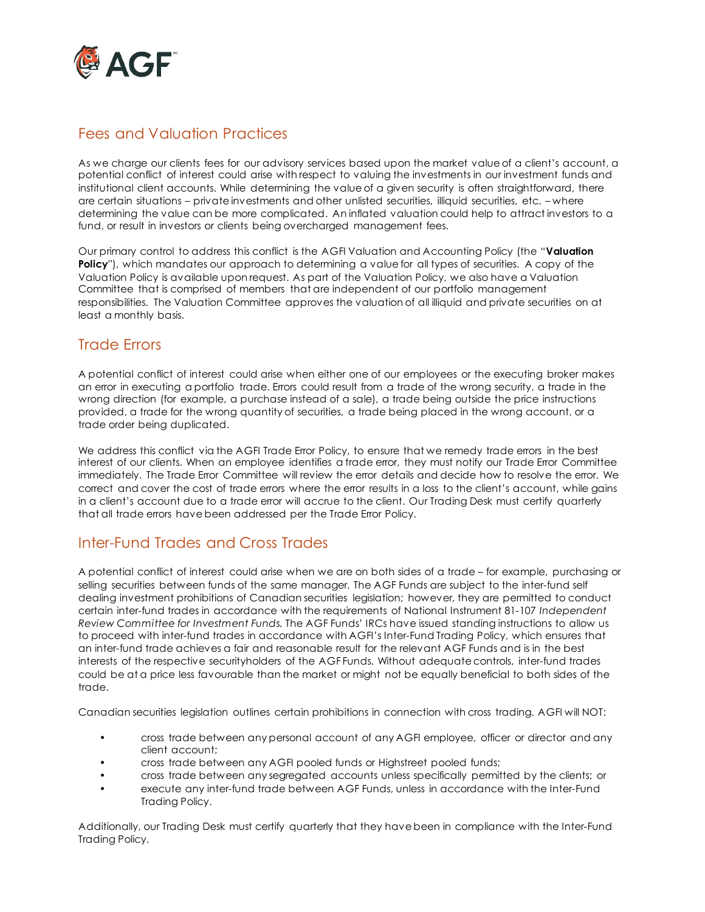## Fees and Valuation Practices

As we charge our clients fees for our advisory services based upon the market value of a client's account, a potential conflict of interest could arise with respect to valuing the investments in our investment funds and institutional client accounts. While determining the value of a given security is often straightforward, there are certain situations – private investments and other unlisted securities, illiquid securities, etc. – where determining the value can be more complicated. An inflated valuation could help to attract investors to a fund, or result in investors or clients being overcharged management fees.

Our primary control to address this conflict is the AGFI Valuation and Accounting Policy (the "**Valuation Policy**"), which mandates our approach to determining a value for all types of securities. A copy of the Valuation Policy is available upon request. As part of the Valuation Policy, we also have a Valuation Committee that is comprised of members that are independent of our portfolio management responsibilities. The Valuation Committee approves the valuation of all illiquid and private securities on at least a monthly basis.

## Trade Errors

A potential conflict of interest could arise when either one of our employees or the executing broker makes an error in executing a portfolio trade. Errors could result from a trade of the wrong security, a trade in the wrong direction (for example, a purchase instead of a sale), a trade being outside the price instructions provided, a trade for the wrong quantity of securities, a trade being placed in the wrong account, or a trade order being duplicated.

We address this conflict via the AGFI Trade Error Policy, to ensure that we remedy trade errors in the best interest of our clients. When an employee identifies a trade error, they must notify our Trade Error Committee immediately. The Trade Error Committee will review the error details and decide how to resolve the error. We correct and cover the cost of trade errors where the error results in a loss to the client's account, while gains in a client's account due to a trade error will accrue to the client. Our Trading Desk must certify quarterly that all trade errors have been addressed per the Trade Error Policy.

## Inter-Fund Trades and Cross Trades

A potential conflict of interest could arise when we are on both sides of a trade – for example, purchasing or selling securities between funds of the same manager. The AGF Funds are subject to the inter-fund self dealing investment prohibitions of Canadian securities legislation; however, they are permitted to conduct certain inter-fund trades in accordance with the requirements of National Instrument 81-107 *Independent Review Committee for Investment Funds.* The AGF Funds' IRCs have issued standing instructions to allow us to proceed with inter-fund trades in accordance with AGFI's Inter-Fund Trading Policy, which ensures that an inter-fund trade achieves a fair and reasonable result for the relevant AGF Funds and is in the best interests of the respective securityholders of the AGF Funds. Without adequate controls, inter-fund trades could be at a price less favourable than the market or might not be equally beneficial to both sides of the trade.

Canadian securities legislation outlines certain prohibitions in connection with cross trading. AGFI will NOT:

- cross trade between any personal account of any AGFI employee, officer or director and any client account;
- cross trade between any AGFI pooled funds or Highstreet pooled funds;
- cross trade between any segregated accounts unless specifically permitted by the clients; or
- execute any inter-fund trade between AGF Funds, unless in accordance with the Inter-Fund Trading Policy.

Additionally, our Trading Desk must certify quarterly that they have been in compliance with the Inter-Fund Trading Policy.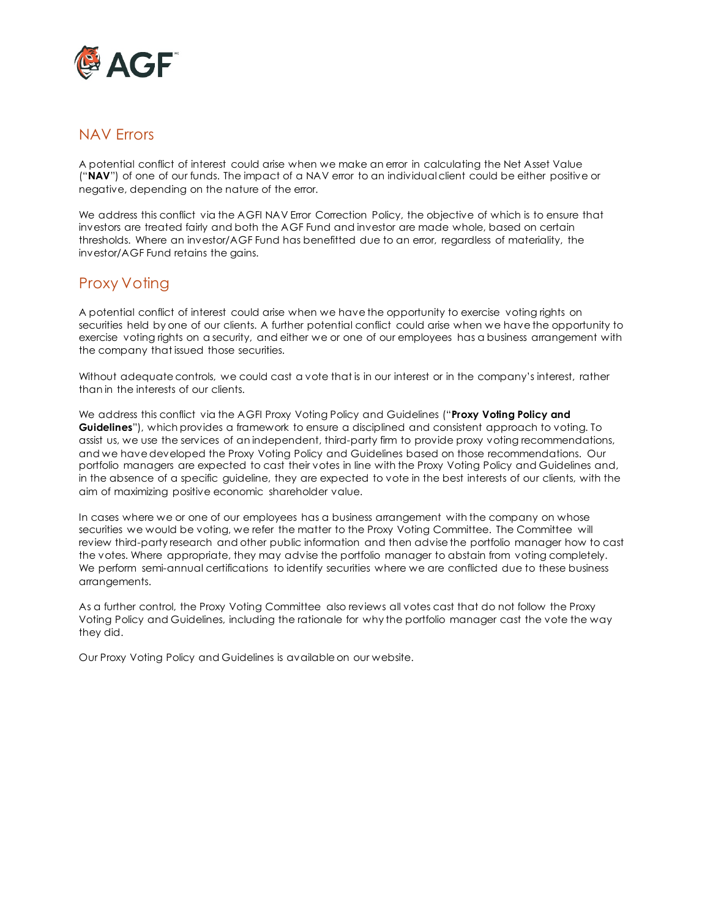## NAV Errors

A potential conflict of interest could arise when we make an error in calculating the Net Asset Value ("**NAV**") of one of our funds. The impact of a NAV error to an individual client could be either positive or negative, depending on the nature of the error.

We address this conflict via the AGFI NAV Error Correction Policy, the objective of which is to ensure that investors are treated fairly and both the AGF Fund and investor are made whole, based on certain thresholds. Where an investor/AGF Fund has benefitted due to an error, regardless of materiality, the investor/AGF Fund retains the gains.

## Proxy Voting

A potential conflict of interest could arise when we have the opportunity to exercise voting rights on securities held by one of our clients. A further potential conflict could arise when we have the opportunity to exercise voting rights on a security, and either we or one of our employees has a business arrangement with the company that issued those securities.

Without adequate controls, we could cast a vote that is in our interest or in the company's interest, rather than in the interests of our clients.

We address this conflict via the AGFI Proxy Voting Policy and Guidelines ("**Proxy Voting Policy and Guidelines**"), which provides a framework to ensure a disciplined and consistent approach to voting. To assist us, we use the services of an independent, third-party firm to provide proxy voting recommendations, and we have developed the Proxy Voting Policy and Guidelines based on those recommendations. Our portfolio managers are expected to cast their votes in line with the Proxy Voting Policy and Guidelines and, in the absence of a specific guideline, they are expected to vote in the best interests of our clients, with the aim of maximizing positive economic shareholder value.

In cases where we or one of our employees has a business arrangement with the company on whose securities we would be voting, we refer the matter to the Proxy Voting Committee. The Committee will review third-party research and other public information and then advise the portfolio manager how to cast the votes. Where appropriate, they may advise the portfolio manager to abstain from voting completely. We perform semi-annual certifications to identify securities where we are conflicted due to these business arrangements.

As a further control, the Proxy Voting Committee also reviews all votes cast that do not follow the Proxy Voting Policy and Guidelines, including the rationale for why the portfolio manager cast the vote the way they did.

Our Proxy Voting Policy and Guidelines is available on our website.